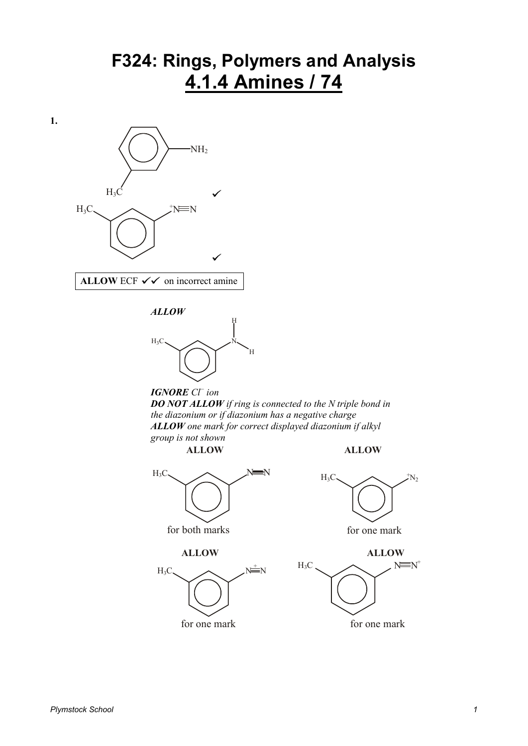# F324: Rings, Polymers and Analysis

# 4.1.4 Amines / 74

**1.**

$H_3C$ — ring — $NH_2$ ✓

$H_3C$ — ring — $^{+}N{\equiv}N$ ✓

| **ALLOW** ECF ✓✓ on incorrect amine |
|---|

***ALLOW***

$H_3C$ — ring — N(H)H

***IGNORE*** *$Cl^-$ ion*

***DO NOT ALLOW*** *if ring is connected to the N triple bond in the diazonium or if diazonium has a negative charge*

***ALLOW*** *one mark for correct displayed diazonium if alkyl group is not shown*

**ALLOW**

$H_3C$ — ring — $N{\equiv}N$

for both marks

**ALLOW**

$H_3C$ — ring — $^{+}N_2$

for one mark

**ALLOW**

$H_3C$ — ring — $N\overset{+}{\equiv}N$

for one mark

**ALLOW**

$H_3C$ — ring — $N{\equiv}N^{+}$

for one mark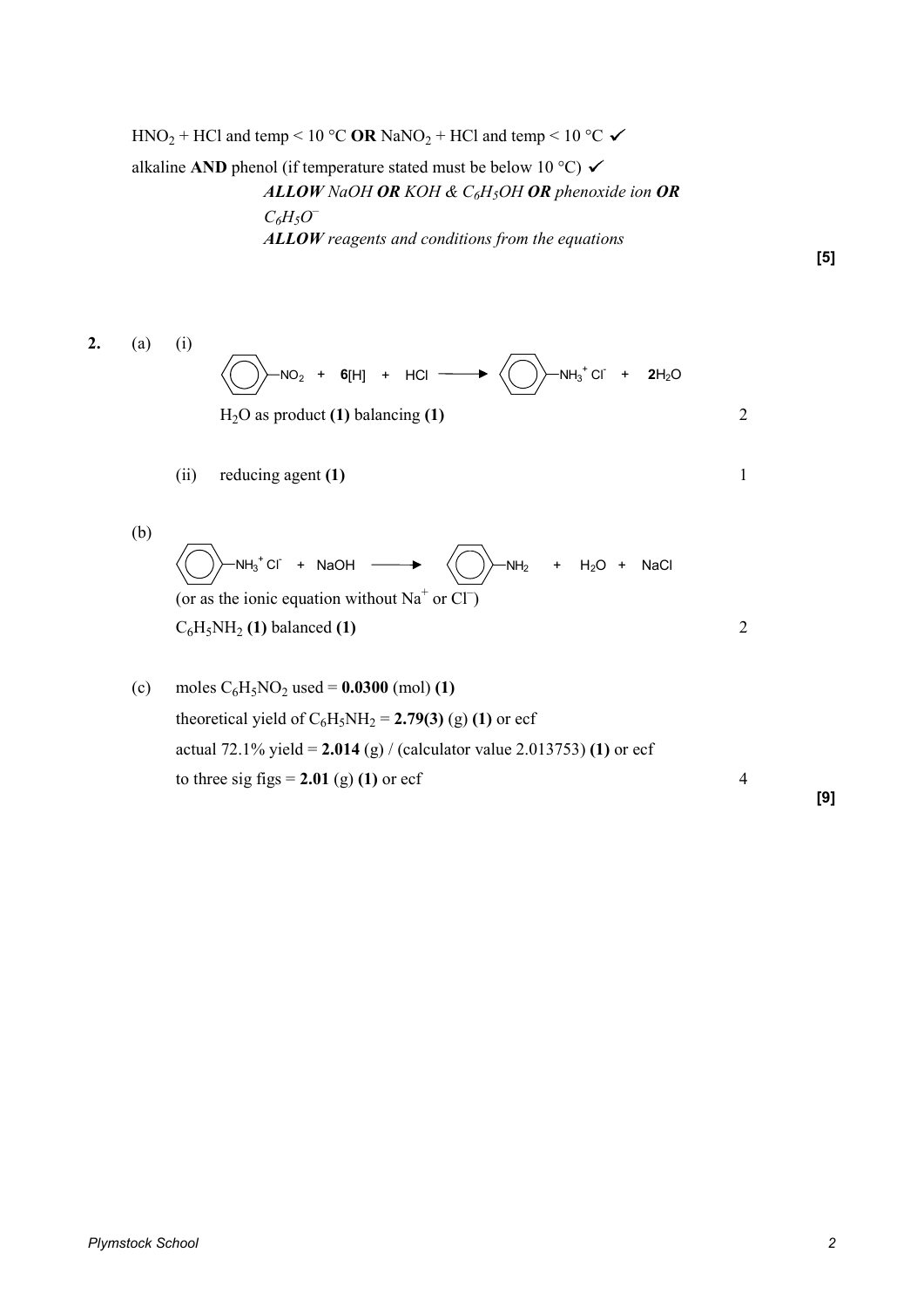$HNO_2$ + HCl and temp < 10 °C **OR** $NaNO_2$ + HCl and temp < 10 °C ✓

alkaline **AND** phenol (if temperature stated must be below 10 °C) ✓

***ALLOW*** *NaOH* ***OR*** *KOH & $C_6H_5OH$* ***OR*** *phenoxide ion* ***OR*** *$C_6H_5O^-$*

***ALLOW*** *reagents and conditions from the equations*

**[5]**

**2.** (a) (i)

$$C_6H_5NO_2 + \mathbf{6}[H] + HCl \longrightarrow C_6H_5NH_3^+Cl^- + \mathbf{2}H_2O$$

$H_2O$ as product **(1)** balancing **(1)** — 2

(ii) reducing agent **(1)** — 1

(b)

$$C_6H_5NH_3^+Cl^- + NaOH \longrightarrow C_6H_5NH_2 + H_2O + NaCl$$

(or as the ionic equation without $Na^+$ or $Cl^-$)

$C_6H_5NH_2$ **(1)** balanced **(1)** — 2

(c) moles $C_6H_5NO_2$ used = **0.0300** (mol) **(1)**

theoretical yield of $C_6H_5NH_2$ = **2.79(3)** (g) **(1)** or ecf

actual 72.1% yield = **2.014** (g) / (calculator value 2.013753) **(1)** or ecf

to three sig figs = **2.01** (g) **(1)** or ecf — 4

**[9]**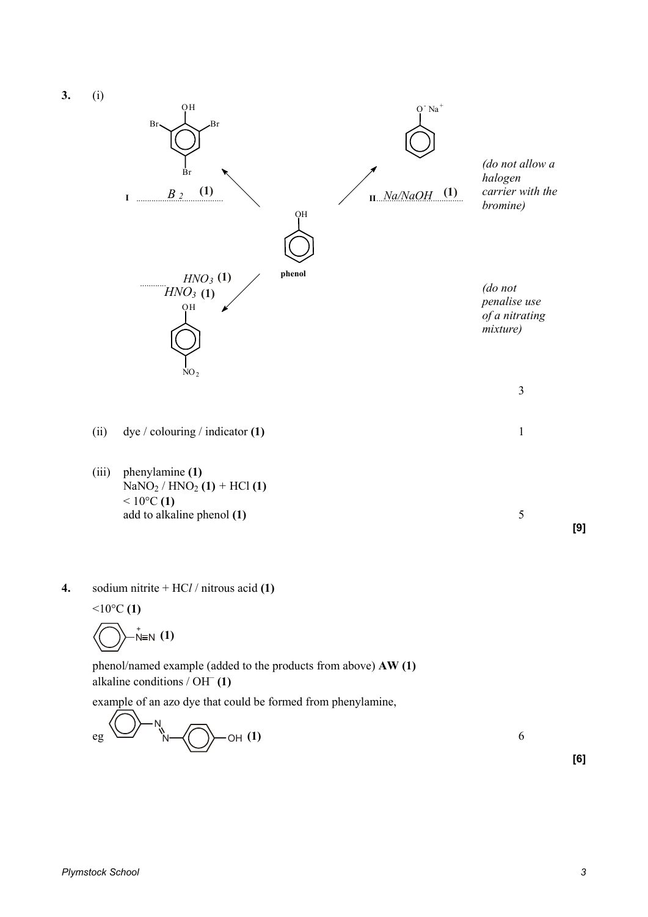**3.** (i)

I ........ $B_2$ **(1)** → 2,4,6-tribromophenol (OH with Br at 2, 4, 6 positions)

II ........ *Na/NaOH* **(1)** → sodium phenoxide ($O^- Na^+$)

*(do not allow a halogen carrier with the bromine)*

phenol

........ $HNO_3$ **(1)**
$HNO_3$ **(1)** → 4-nitrophenol (OH with $NO_2$)

*(do not penalise use of a nitrating mixture)*

3

(ii) dye / colouring / indicator **(1)** 1

(iii) phenylamine **(1)**
$NaNO_2$ / $HNO_2$ **(1)** + HCl **(1)**
< 10°C **(1)**
add to alkaline phenol **(1)** 5

**[9]**

**4.** sodium nitrite + HC*l* / nitrous acid **(1)**

<10°C **(1)**

$C_6H_5-\overset{+}{N}\equiv N$ **(1)**

phenol/named example (added to the products from above) **AW (1)**
alkaline conditions / $OH^-$ **(1)**

example of an azo dye that could be formed from phenylamine,

eg $C_6H_5-N=N-C_6H_4-OH$ **(1)** 6

**[6]**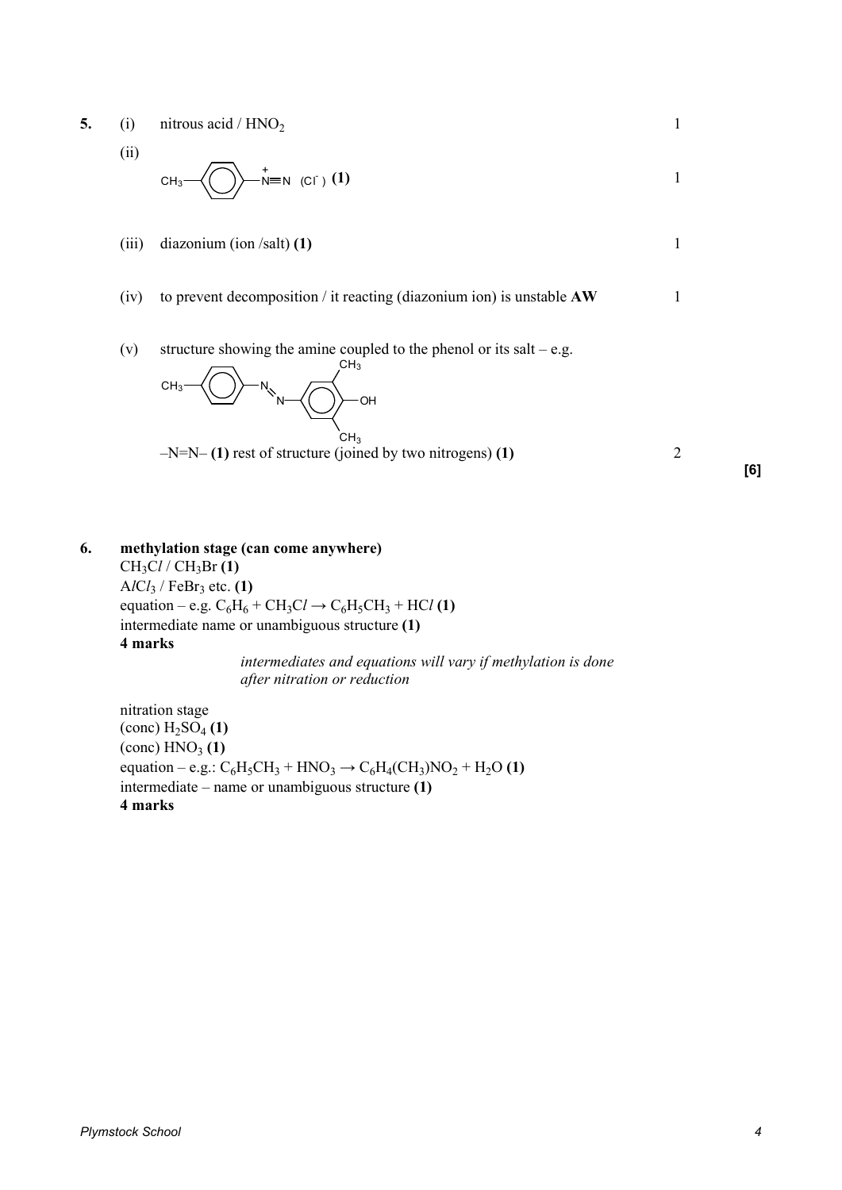**5.** (i) nitrous acid / $HNO_2$ — 1

(ii) $CH_3-C_6H_4-\overset{+}{N}\equiv N$ $(Cl^-)$ **(1)** — 1

(iii) diazonium (ion /salt) **(1)** — 1

(iv) to prevent decomposition / it reacting (diazonium ion) is unstable **AW** — 1

(v) structure showing the amine coupled to the phenol or its salt – e.g.

$CH_3-C_6H_4-N{=}N-C_6H_2(CH_3)_2-OH$

–N=N– **(1)** rest of structure (joined by two nitrogens) **(1)** — 2

**[6]**

**6.** **methylation stage (can come anywhere)**

$CH_3Cl$ / $CH_3Br$ **(1)**

$AlCl_3$ / $FeBr_3$ etc. **(1)**

equation – e.g. $C_6H_6 + CH_3Cl \rightarrow C_6H_5CH_3 + HCl$ **(1)**

intermediate name or unambiguous structure **(1)**

**4 marks**

*intermediates and equations will vary if methylation is done after nitration or reduction*

nitration stage

(conc) $H_2SO_4$ **(1)**

(conc) $HNO_3$ **(1)**

equation – e.g.: $C_6H_5CH_3 + HNO_3 \rightarrow C_6H_4(CH_3)NO_2 + H_2O$ **(1)**

intermediate – name or unambiguous structure **(1)**

**4 marks**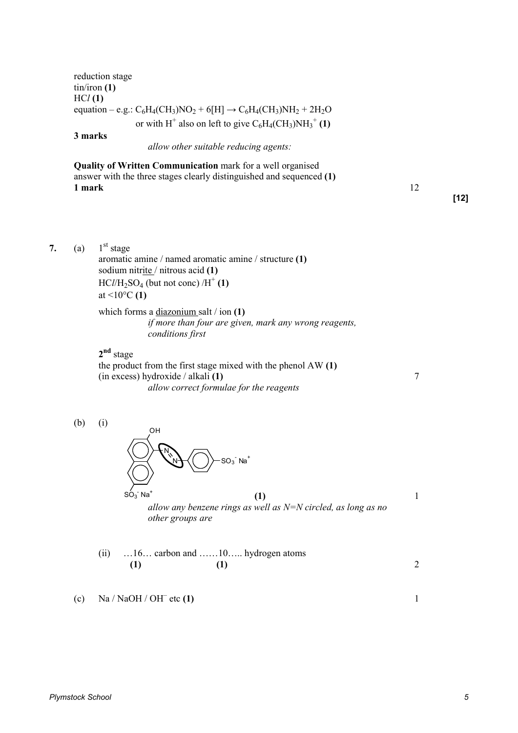reduction stage
tin/iron **(1)**
HC*l* **(1)**
equation – e.g.: $C_6H_4(CH_3)NO_2 + 6[H] \rightarrow C_6H_4(CH_3)NH_2 + 2H_2O$
or with $H^+$ also on left to give $C_6H_4(CH_3)NH_3^+$ **(1)**
**3 marks**
*allow other suitable reducing agents:*

**Quality of Written Communication** mark for a well organised answer with the three stages clearly distinguished and sequenced **(1)**
**1 mark** 12

**[12]**

**7.** (a) 1st stage
aromatic amine / named aromatic amine / structure **(1)**
sodium nitrite / nitrous acid **(1)**
HC*l*/$H_2SO_4$ (but not conc) /$H^+$ **(1)**
at <10°C **(1)**

which forms a diazonium salt / ion **(1)**
*if more than four are given, mark any wrong reagents, conditions first*

**2nd** stage
the product from the first stage mixed with the phenol AW **(1)**
(in excess) hydroxide / alkali **(1)** 7
*allow correct formulae for the reagents*

(b) (i) [Structure: naphthalene ring bearing OH and $SO_3^- Na^+$, linked via N=N (circled) to a benzene ring bearing $SO_3^- Na^+$] **(1)** 1
*allow any benzene rings as well as N=N circled, as long as no other groups are*

(ii) …16… carbon and ……10….. hydrogen atoms
**(1)** **(1)** 2

(c) Na / NaOH / $OH^-$ etc **(1)** 1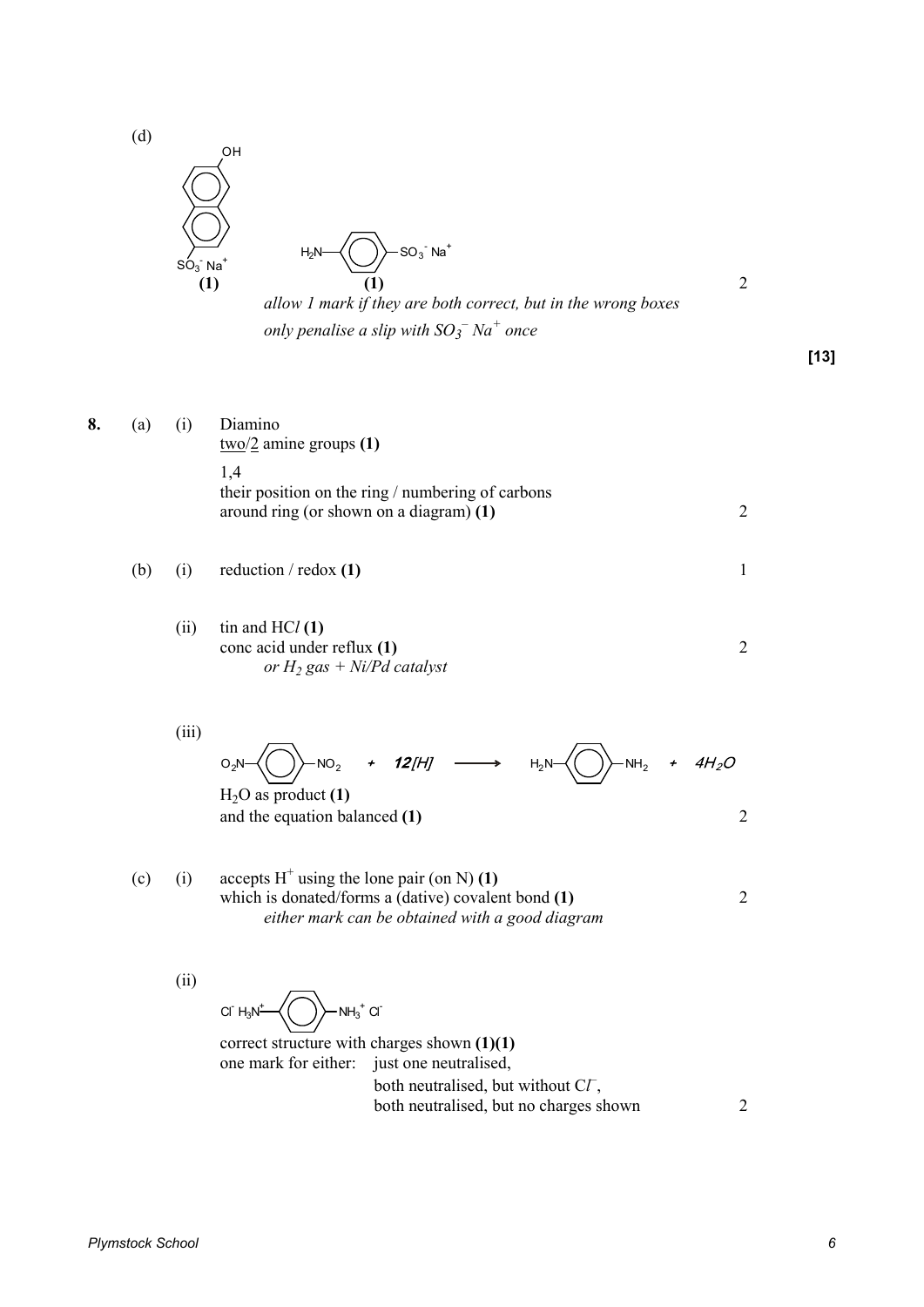(d)

OH on naphthalene ring with $SO_3^- Na^+$ **(1)** $H_2N$–⟨benzene⟩–$SO_3^- Na^+$ **(1)** 2

*allow 1 mark if they are both correct, but in the wrong boxes*

*only penalise a slip with $SO_3^-$ $Na^+$ once*

**[13]**

**8.** (a) (i) Diamino

two/2 amine groups **(1)**

1,4

their position on the ring / numbering of carbons around ring (or shown on a diagram) **(1)** 2

(b) (i) reduction / redox **(1)** 1

(ii) tin and HC*l* **(1)**

conc acid under reflux **(1)** 2

*or $H_2$ gas + Ni/Pd catalyst*

(iii)

$O_2N$–⟨benzene⟩–$NO_2$ + ***12[H]*** ⟶ $H_2N$–⟨benzene⟩–$NH_2$ + *$4H_2O$*

$H_2O$ as product **(1)**

and the equation balanced **(1)** 2

(c) (i) accepts $H^+$ using the lone pair (on N) **(1)**

which is donated/forms a (dative) covalent bond **(1)** 2

*either mark can be obtained with a good diagram*

(ii)

$Cl^-$ $H_3N^+$–⟨benzene⟩–$NH_3^+$ $Cl^-$

correct structure with charges shown **(1)(1)**

one mark for either: just one neutralised,

both neutralised, but without $Cl^-$,

both neutralised, but no charges shown 2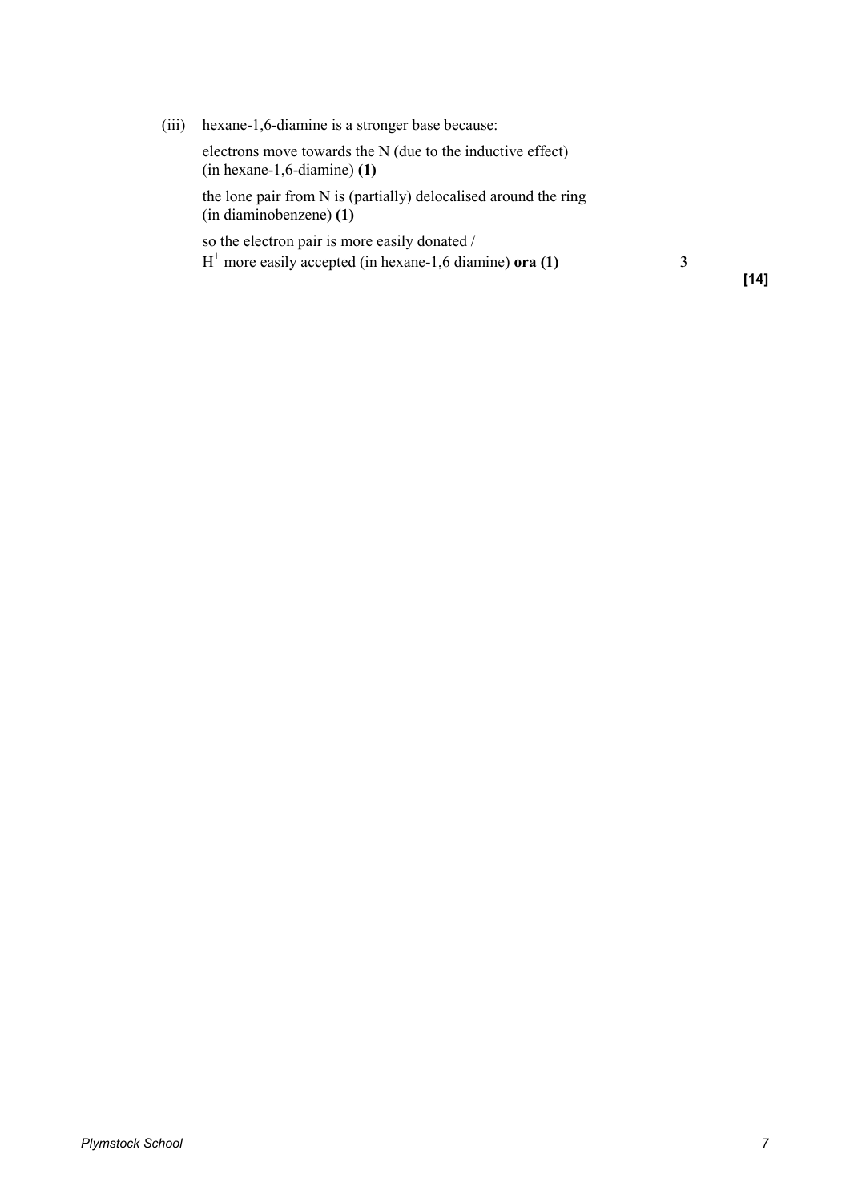(iii) hexane-1,6-diamine is a stronger base because:

electrons move towards the N (due to the inductive effect) (in hexane-1,6-diamine) **(1)**

the lone <u>pair</u> from N is (partially) delocalised around the ring (in diaminobenzene) **(1)**

so the electron pair is more easily donated / $H^+$ more easily accepted (in hexane-1,6 diamine) **ora (1)** 3

**[14]**